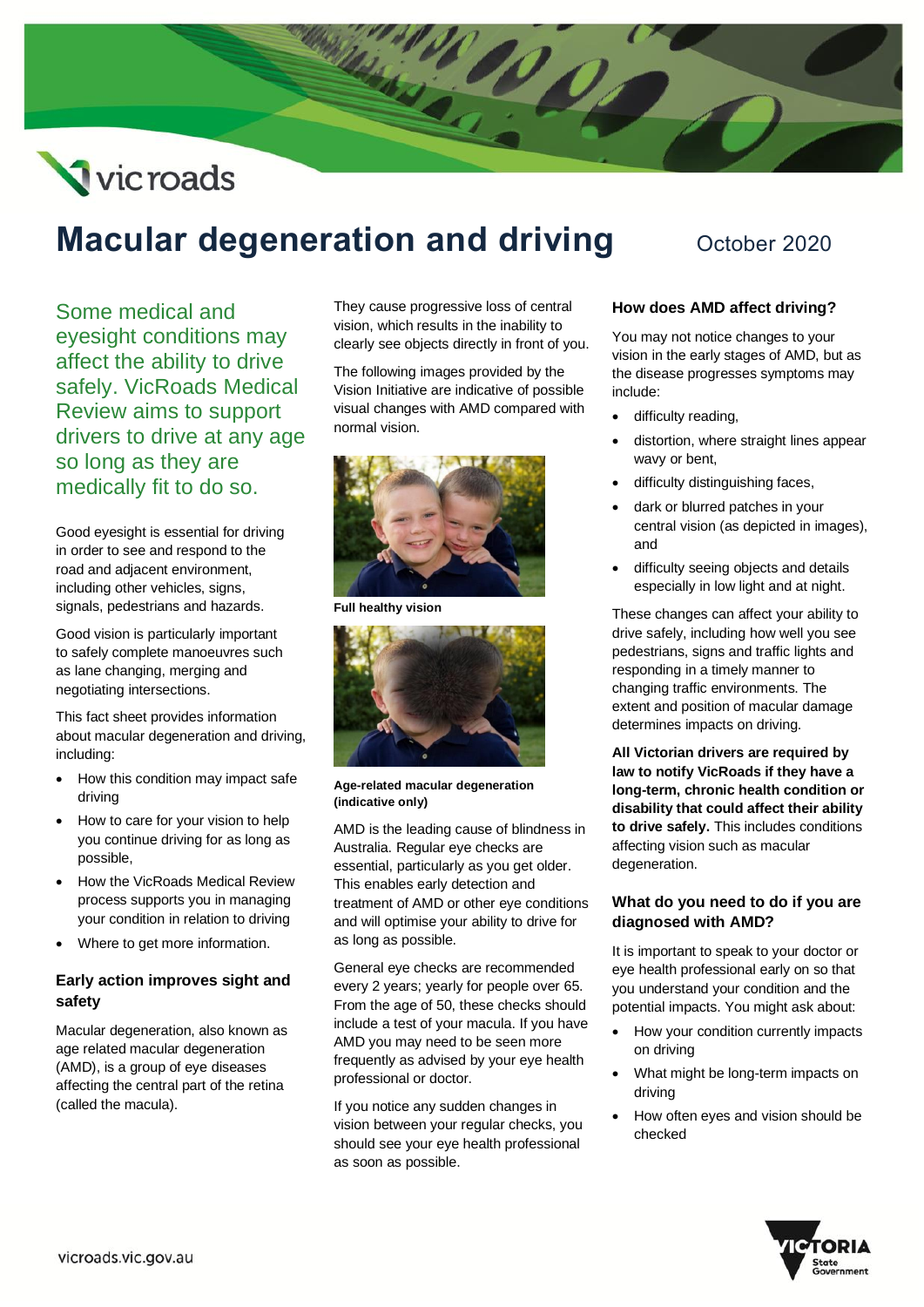# Macular degeneration and driving

October 2020

Some medical and eyesight conditions may affect the ability to drive safely. VicRoads Medical Review aims to support drivers to drive at any age so long as they are medically fit to do so.

Good eyesight is essential for driving in order to see and respond to the road and adjacent environment, including other vehicles, signs, signals, pedestrians and hazards.

Good vision is particularly important to safely complete manoeuvres such as lane changing, merging and negotiating intersections.

This fact sheet provides information about macular degeneration and driving, including:

- How this condition may impact safe driving
- How to care for your vision to help you continue driving for as long as possible,
- How the VicRoads Medical Review process supports you in managing your condition in relation to driving
- Where to get more information.

### Early action improves sight and safety

Macular degeneration, also known as age related macular degeneration (AMD), is a group of eye diseases affecting the central part of the retina (called the macula).

They cause progressive loss of central vision, which results in the inability to clearly see objects directly in front of you.

The following images provided by the Vision Initiative are indicative of possible visual changes with AMD compared with normal vision.

**Full healthy vision**

**Age-related macular degeneration (indicative only)**

AMD is the leading cause of blindness in Australia. Regular eye checks are essential, particularly as you get older. This enables early detection and treatment of AMD or other eye conditions and will optimise your ability to drive for as long as possible.

General eye checks are recommended every 2 years; yearly for people over 65. From the age of 50, these checks should include a test of your macula. If you have AMD you may need to be seen more frequently as advised by your eye health professional or doctor.

If you notice any sudden changes in vision between your regular checks, you should see your eye health professional as soon as possible.

### How does AMD affect driving?

You may not notice changes to your vision in the early stages of AMD, but as the disease progresses symptoms may include:

- difficulty reading,
- distortion, where straight lines appear wavy or bent,
- difficulty distinguishing faces,
- dark or blurred patches in your central vision (as depicted in images), and
- difficulty seeing objects and details especially in low light and at night.

These changes can affect your ability to drive safely, including how well you see pedestrians, signs and traffic lights and responding in a timely manner to changing traffic environments. The extent and position of macular damage determines impacts on driving.

**All Victorian drivers are required by law to notify VicRoads if they have a long-term, chronic health condition or disability that could affect their ability to drive safely.** This includes conditions affecting vision such as macular degeneration.

### What do you need to do if you are diagnosed with AMD?

It is important to speak to your doctor or eye health professional early on so that you understand your condition and the potential impacts. You might ask about:

- How your condition currently impacts on driving
- What might be long-term impacts on driving
- How often eyes and vision should be checked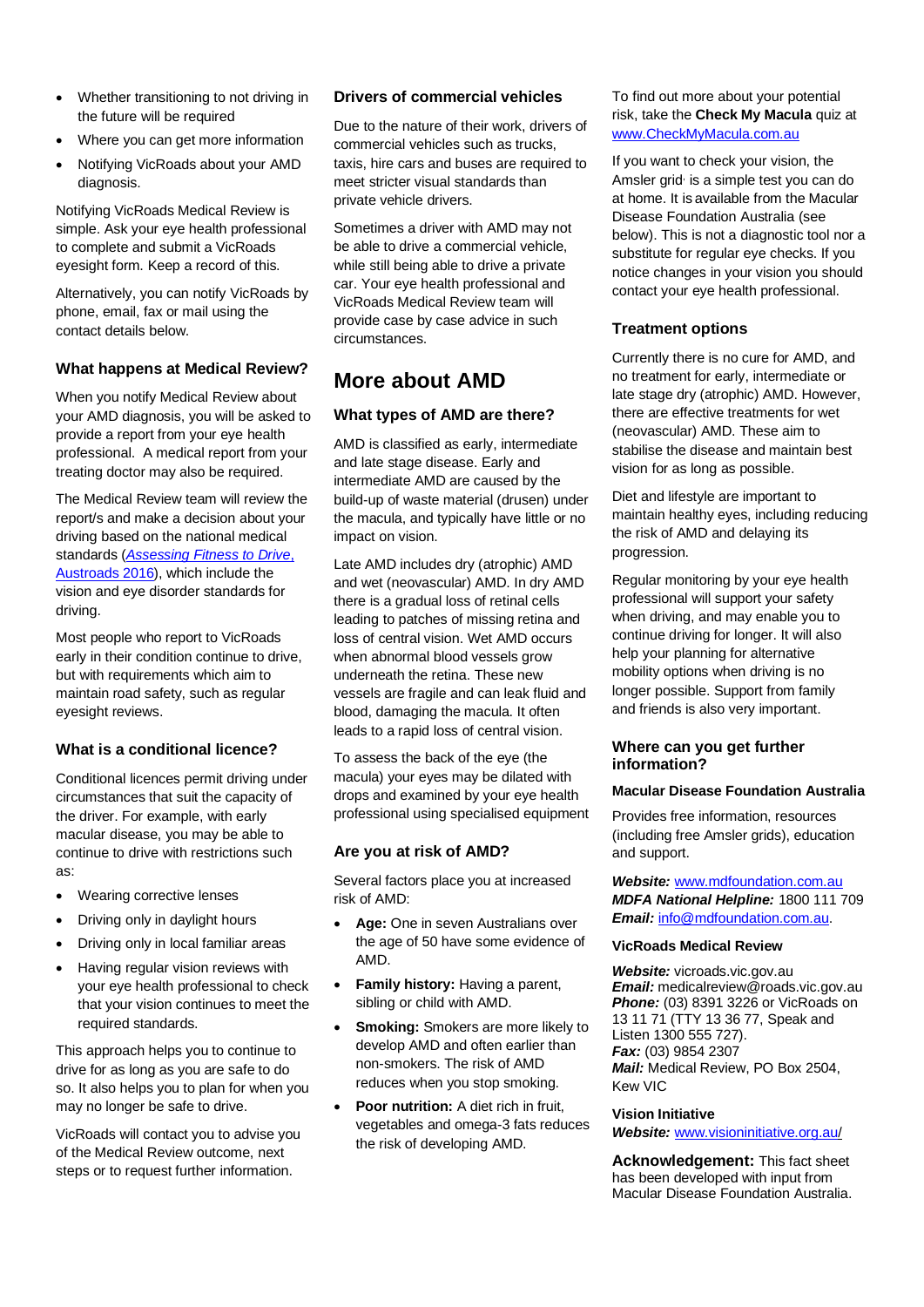- Whether transitioning to not driving in the future will be required
- Where you can get more information
- Notifying VicRoads about your AMD diagnosis.

Notifying VicRoads Medical Review is simple. Ask your eye health professional to complete and submit a VicRoads eyesight form. Keep a record of this.

Alternatively, you can notify VicRoads by phone, email, fax or mail using the contact details below.

### What happens at Medical Review?

When you notify Medical Review about your AMD diagnosis, you will be asked to provide a report from your eye health professional. A medical report from your treating doctor may also be required.

The Medical Review team will review the report/s and make a decision about your driving based on the national medical standards (*Assessing Fitness to Drive*, Austroads 2016), which include the vision and eye disorder standards for driving.

Most people who report to VicRoads early in their condition continue to drive, but with requirements which aim to maintain road safety, such as regular eyesight reviews.

### What is a conditional licence?

Conditional licences permit driving under circumstances that suit the capacity of the driver. For example, with early macular disease, you may be able to continue to drive with restrictions such as:

- Wearing corrective lenses
- Driving only in daylight hours
- Driving only in local familiar areas
- Having regular vision reviews with your eye health professional to check that your vision continues to meet the required standards.

This approach helps you to continue to drive for as long as you are safe to do so. It also helps you to plan for when you may no longer be safe to drive.

VicRoads will contact you to advise you of the Medical Review outcome, next steps or to request further information.

### Drivers of commercial vehicles

Due to the nature of their work, drivers of commercial vehicles such as trucks, taxis, hire cars and buses are required to meet stricter visual standards than private vehicle drivers.

Sometimes a driver with AMD may not be able to drive a commercial vehicle, while still being able to drive a private car. Your eye health professional and VicRoads Medical Review team will provide case by case advice in such circumstances.

## More about AMD

### What types of AMD are there?

AMD is classified as early, intermediate and late stage disease. Early and intermediate AMD are caused by the build-up of waste material (drusen) under the macula, and typically have little or no impact on vision.

Late AMD includes dry (atrophic) AMD and wet (neovascular) AMD. In dry AMD there is a gradual loss of retinal cells leading to patches of missing retina and loss of central vision. Wet AMD occurs when abnormal blood vessels grow underneath the retina. These new vessels are fragile and can leak fluid and blood, damaging the macula. It often leads to a rapid loss of central vision.

To assess the back of the eye (the macula) your eyes may be dilated with drops and examined by your eye health professional using specialised equipment

### Are you at risk of AMD?

Several factors place you at increased risk of AMD:

- **Age:** One in seven Australians over the age of 50 have some evidence of AMD.
- **Family history:** Having a parent, sibling or child with AMD.
- **Smoking:** Smokers are more likely to develop AMD and often earlier than non-smokers. The risk of AMD reduces when you stop smoking.
- **Poor nutrition:** A diet rich in fruit, vegetables and omega-3 fats reduces the risk of developing AMD.

To find out more about your potential risk, take the **Check My Macula** quiz at www.CheckMyMacula.com.au

If you want to check your vision, the Amsler grid is a simple test you can do at home. It is available from the Macular Disease Foundation Australia (see below). This is not a diagnostic tool nor a substitute for regular eye checks. If you notice changes in your vision you should contact your eye health professional.

### Treatment options

Currently there is no cure for AMD, and no treatment for early, intermediate or late stage dry (atrophic) AMD. However, there are effective treatments for wet (neovascular) AMD. These aim to stabilise the disease and maintain best vision for as long as possible.

Diet and lifestyle are important to maintain healthy eyes, including reducing the risk of AMD and delaying its progression.

Regular monitoring by your eye health professional will support your safety when driving, and may enable you to continue driving for longer. It will also help your planning for alternative mobility options when driving is no longer possible. Support from family and friends is also very important.

### Where can you get further information?

#### Macular Disease Foundation Australia

Provides free information, resources (including free Amsler grids), education and support.

***Website:*** www.mdfoundation.com.au
***MDFA National Helpline:*** 1800 111 709
***Email:*** info@mdfoundation.com.au.

#### VicRoads Medical Review

***Website:*** vicroads.vic.gov.au
***Email:*** medicalreview@roads.vic.gov.au
***Phone:*** (03) 8391 3226 or VicRoads on 13 11 71 (TTY 13 36 77, Speak and Listen 1300 555 727).
***Fax:*** (03) 9854 2307
***Mail:*** Medical Review, PO Box 2504, Kew VIC

#### Vision Initiative

***Website:*** www.visioninitiative.org.au/

**Acknowledgement:** This fact sheet has been developed with input from Macular Disease Foundation Australia.